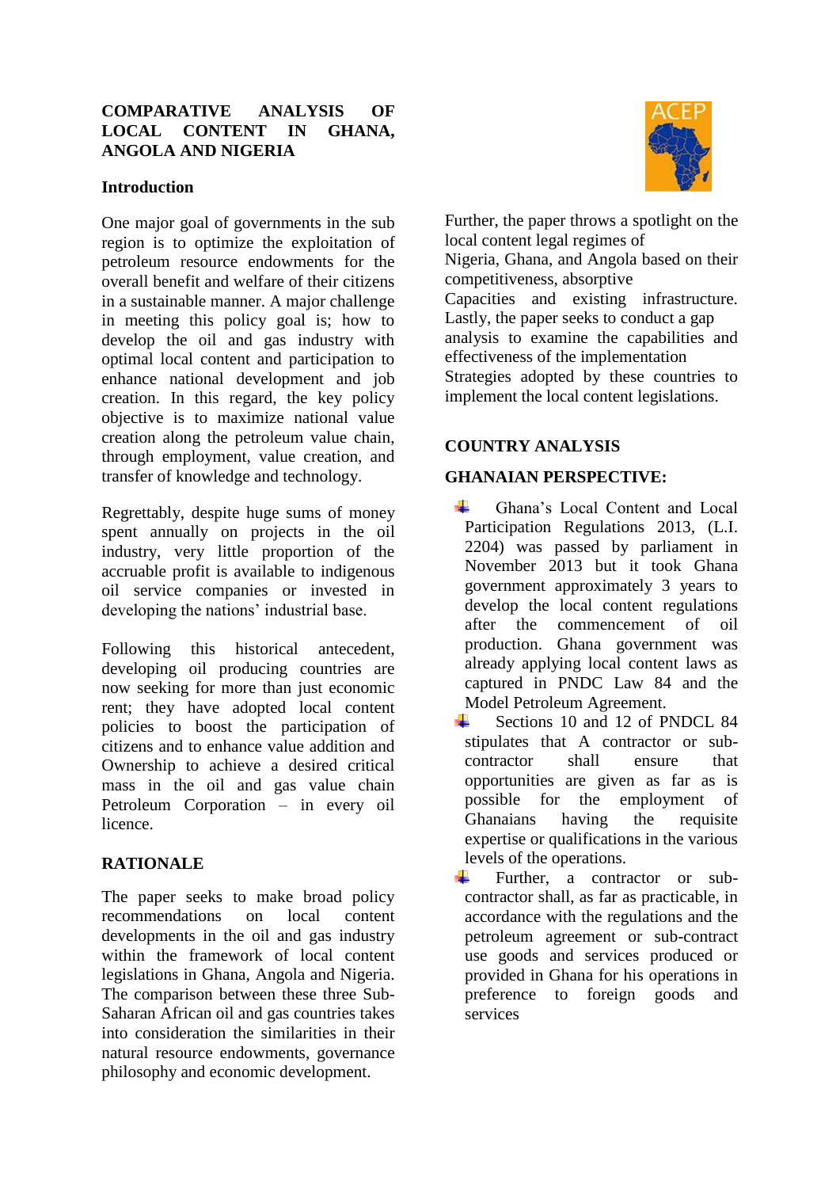# COMPARATIVE ANALYSIS OF LOCAL CONTENT IN GHANA, ANGOLA AND NIGERIA

## Introduction

One major goal of governments in the sub region is to optimize the exploitation of petroleum resource endowments for the overall benefit and welfare of their citizens in a sustainable manner. A major challenge in meeting this policy goal is; how to develop the oil and gas industry with optimal local content and participation to enhance national development and job creation. In this regard, the key policy objective is to maximize national value creation along the petroleum value chain, through employment, value creation, and transfer of knowledge and technology.

Regrettably, despite huge sums of money spent annually on projects in the oil industry, very little proportion of the accruable profit is available to indigenous oil service companies or invested in developing the nations' industrial base.

Following this historical antecedent, developing oil producing countries are now seeking for more than just economic rent; they have adopted local content policies to boost the participation of citizens and to enhance value addition and Ownership to achieve a desired critical mass in the oil and gas value chain Petroleum Corporation – in every oil licence.

## RATIONALE

The paper seeks to make broad policy recommendations on local content developments in the oil and gas industry within the framework of local content legislations in Ghana, Angola and Nigeria. The comparison between these three Sub-Saharan African oil and gas countries takes into consideration the similarities in their natural resource endowments, governance philosophy and economic development.

Further, the paper throws a spotlight on the local content legal regimes of Nigeria, Ghana, and Angola based on their competitiveness, absorptive Capacities and existing infrastructure. Lastly, the paper seeks to conduct a gap analysis to examine the capabilities and effectiveness of the implementation Strategies adopted by these countries to implement the local content legislations.

## COUNTRY ANALYSIS

### GHANAIAN PERSPECTIVE:

- Ghana's Local Content and Local Participation Regulations 2013, (L.I. 2204) was passed by parliament in November 2013 but it took Ghana government approximately 3 years to develop the local content regulations after the commencement of oil production. Ghana government was already applying local content laws as captured in PNDC Law 84 and the Model Petroleum Agreement.
- Sections 10 and 12 of PNDCL 84 stipulates that A contractor or sub-contractor shall ensure that opportunities are given as far as is possible for the employment of Ghanaians having the requisite expertise or qualifications in the various levels of the operations.
- Further, a contractor or sub-contractor shall, as far as practicable, in accordance with the regulations and the petroleum agreement or sub-contract use goods and services produced or provided in Ghana for his operations in preference to foreign goods and services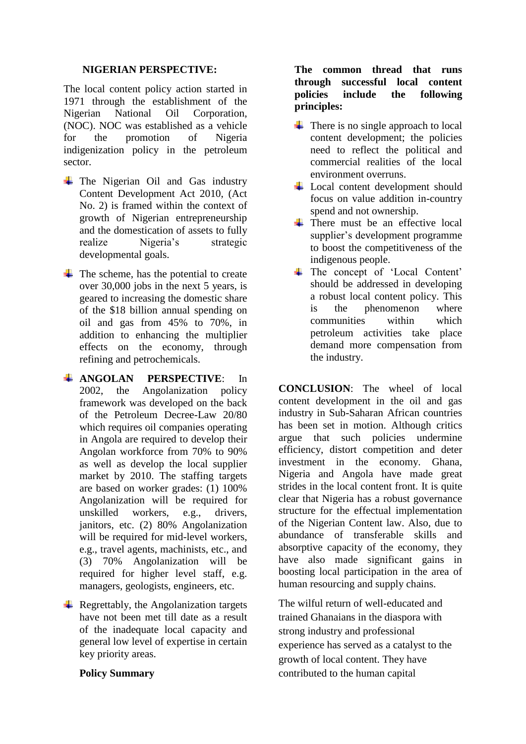## NIGERIAN PERSPECTIVE:

The local content policy action started in 1971 through the establishment of the Nigerian National Oil Corporation, (NOC). NOC was established as a vehicle for the promotion of Nigeria indigenization policy in the petroleum sector.

- The Nigerian Oil and Gas industry Content Development Act 2010, (Act No. 2) is framed within the context of growth of Nigerian entrepreneurship and the domestication of assets to fully realize Nigeria's strategic developmental goals.
- The scheme, has the potential to create over 30,000 jobs in the next 5 years, is geared to increasing the domestic share of the $18 billion annual spending on oil and gas from 45% to 70%, in addition to enhancing the multiplier effects on the economy, through refining and petrochemicals.
- **ANGOLAN PERSPECTIVE**: In 2002, the Angolanization policy framework was developed on the back of the Petroleum Decree-Law 20/80 which requires oil companies operating in Angola are required to develop their Angolan workforce from 70% to 90% as well as develop the local supplier market by 2010. The staffing targets are based on worker grades: (1) 100% Angolanization will be required for unskilled workers, e.g., drivers, janitors, etc. (2) 80% Angolanization will be required for mid-level workers, e.g., travel agents, machinists, etc., and (3) 70% Angolanization will be required for higher level staff, e.g. managers, geologists, engineers, etc.
- Regrettably, the Angolanization targets have not been met till date as a result of the inadequate local capacity and general low level of expertise in certain key priority areas.

**Policy Summary**

**The common thread that runs through successful local content policies include the following principles:**

- There is no single approach to local content development; the policies need to reflect the political and commercial realities of the local environment overruns.
- Local content development should focus on value addition in-country spend and not ownership.
- There must be an effective local supplier's development programme to boost the competitiveness of the indigenous people.
- The concept of 'Local Content' should be addressed in developing a robust local content policy. This is the phenomenon where communities within which petroleum activities take place demand more compensation from the industry.

**CONCLUSION**: The wheel of local content development in the oil and gas industry in Sub-Saharan African countries has been set in motion. Although critics argue that such policies undermine efficiency, distort competition and deter investment in the economy. Ghana, Nigeria and Angola have made great strides in the local content front. It is quite clear that Nigeria has a robust governance structure for the effectual implementation of the Nigerian Content law. Also, due to abundance of transferable skills and absorptive capacity of the economy, they have also made significant gains in boosting local participation in the area of human resourcing and supply chains.

The wilful return of well-educated and trained Ghanaians in the diaspora with strong industry and professional experience has served as a catalyst to the growth of local content. They have contributed to the human capital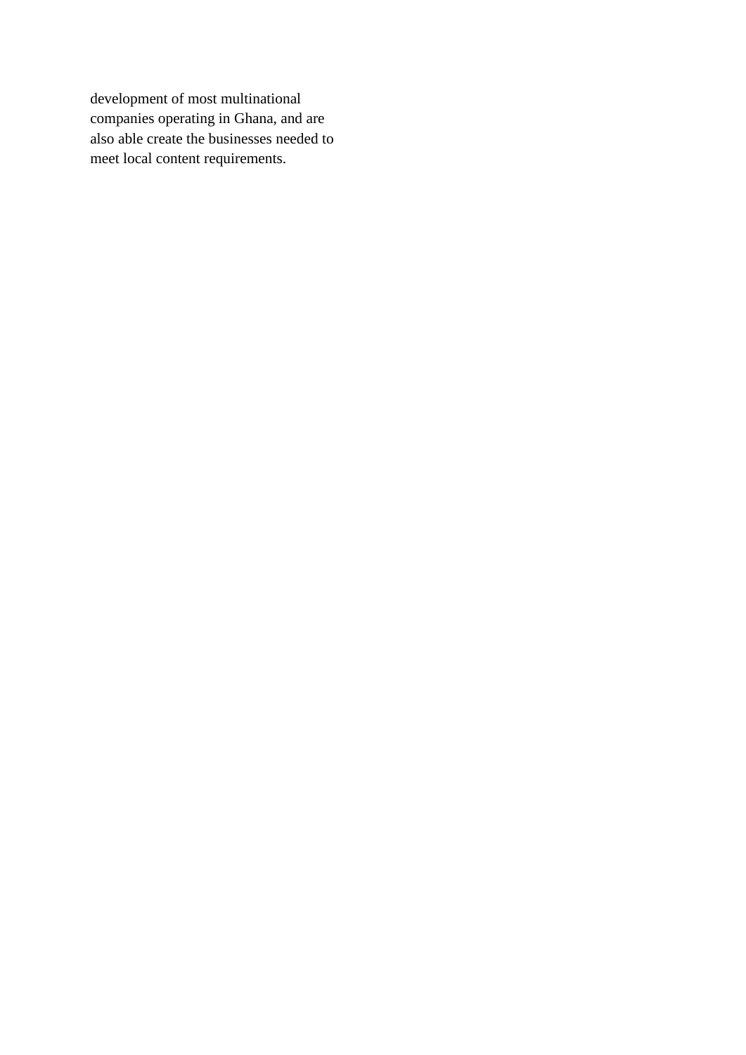development of most multinational companies operating in Ghana, and are also able create the businesses needed to meet local content requirements.